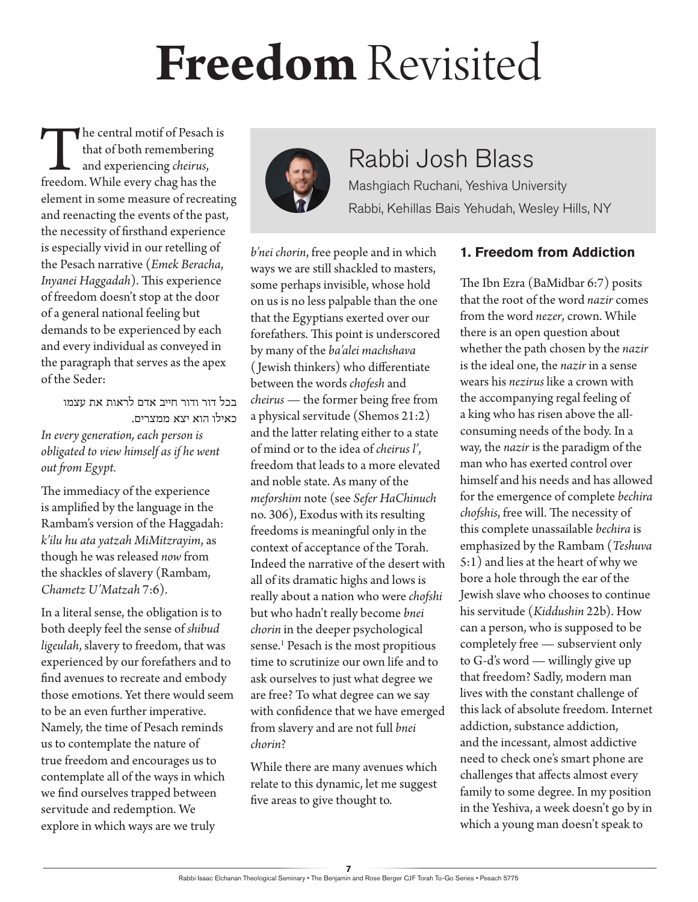# **Freedom** Revisited

## Rabbi Josh Blass

Mashgiach Ruchani, Yeshiva University

Rabbi, Kehillas Bais Yehudah, Wesley Hills, NY

The central motif of Pesach is that of both remembering and experiencing *cheirus*, freedom. While every chag has the element in some measure of recreating and reenacting the events of the past, the necessity of firsthand experience is especially vivid in our retelling of the Pesach narrative (*Emek Beracha, Inyanei Haggadah*). This experience of freedom doesn't stop at the door of a general national feeling but demands to be experienced by each and every individual as conveyed in the paragraph that serves as the apex of the Seder:

> בכל דור ודור חייב אדם לראות את עצמו כאילו הוא יצא ממצרים.
>
> *In every generation, each person is obligated to view himself as if he went out from Egypt.*

The immediacy of the experience is amplified by the language in the Rambam's version of the Haggadah: *k'ilu hu ata yatzah MiMitzrayim*, as though he was released *now* from the shackles of slavery (Rambam, *Chametz U'Matzah* 7:6).

In a literal sense, the obligation is to both deeply feel the sense of *shibud ligeulah*, slavery to freedom, that was experienced by our forefathers and to find avenues to recreate and embody those emotions. Yet there would seem to be an even further imperative. Namely, the time of Pesach reminds us to contemplate the nature of true freedom and encourages us to contemplate all of the ways in which we find ourselves trapped between servitude and redemption. We explore in which ways are we truly *b'nei chorin*, free people and in which ways we are still shackled to masters, some perhaps invisible, whose hold on us is no less palpable than the one that the Egyptians exerted over our forefathers. This point is underscored by many of the *ba'alei machshava* (Jewish thinkers) who differentiate between the words *chofesh* and *cheirus* — the former being free from a physical servitude (Shemos 21:2) and the latter relating either to a state of mind or to the idea of *cheirus l'*, freedom that leads to a more elevated and noble state. As many of the *meforshim* note (see *Sefer HaChinuch* no. 306), Exodus with its resulting freedoms is meaningful only in the context of acceptance of the Torah. Indeed the narrative of the desert with all of its dramatic highs and lows is really about a nation who were *chofshi* but who hadn't really become *bnei chorin* in the deeper psychological sense.[1] Pesach is the most propitious time to scrutinize our own life and to ask ourselves to just what degree we are free? To what degree can we say with confidence that we have emerged from slavery and are not full *bnei chorin*?

While there are many avenues which relate to this dynamic, let me suggest five areas to give thought to.

### 1. Freedom from Addiction

The Ibn Ezra (BaMidbar 6:7) posits that the root of the word *nazir* comes from the word *nezer*, crown. While there is an open question about whether the path chosen by the *nazir* is the ideal one, the *nazir* in a sense wears his *nezirus* like a crown with the accompanying regal feeling of a king who has risen above the all-consuming needs of the body. In a way, the *nazir* is the paradigm of the man who has exerted control over himself and his needs and has allowed for the emergence of complete *bechira chofshis*, free will. The necessity of this complete unassailable *bechira* is emphasized by the Rambam (*Teshuva* 5:1) and lies at the heart of why we bore a hole through the ear of the Jewish slave who chooses to continue his servitude (*Kiddushin* 22b). How can a person, who is supposed to be completely free — subservient only to G-d's word — willingly give up that freedom? Sadly, modern man lives with the constant challenge of this lack of absolute freedom. Internet addiction, substance addiction, and the incessant, almost addictive need to check one's smart phone are challenges that affects almost every family to some degree. In my position in the Yeshiva, a week doesn't go by in which a young man doesn't speak to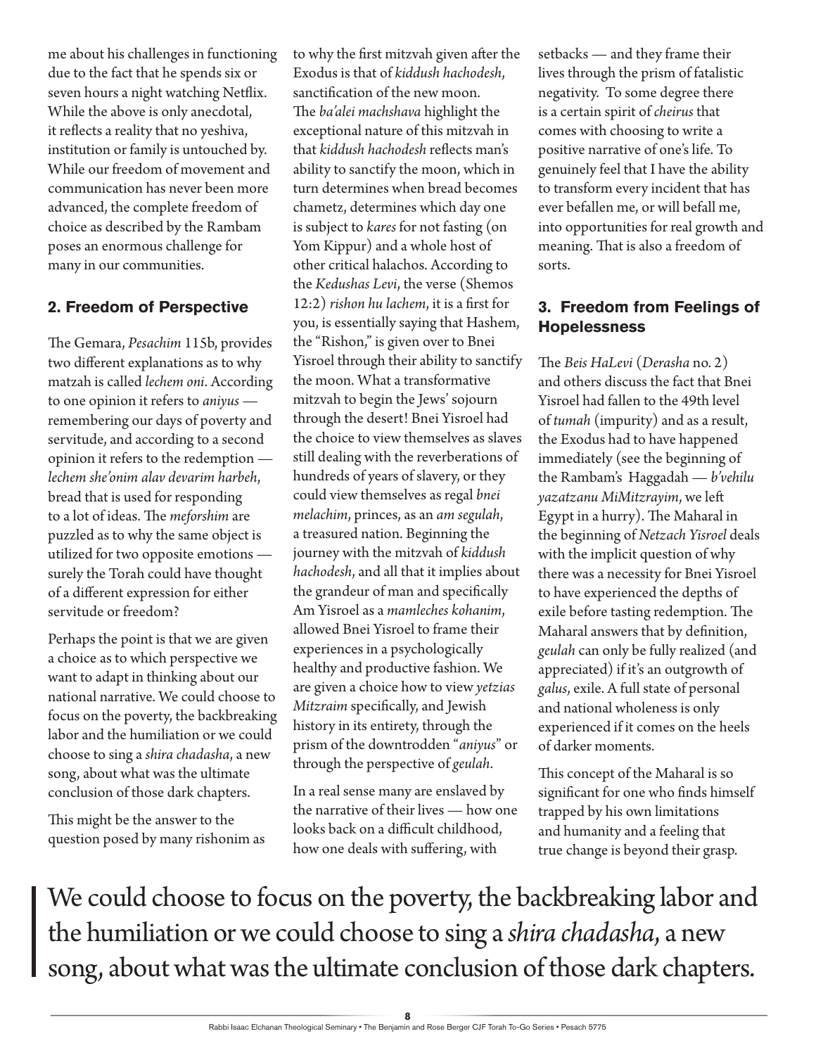me about his challenges in functioning due to the fact that he spends six or seven hours a night watching Netflix. While the above is only anecdotal, it reflects a reality that no yeshiva, institution or family is untouched by. While our freedom of movement and communication has never been more advanced, the complete freedom of choice as described by the Rambam poses an enormous challenge for many in our communities.

## 2. Freedom of Perspective

The Gemara, *Pesachim* 115b, provides two different explanations as to why matzah is called *lechem oni*. According to one opinion it refers to *aniyus* — remembering our days of poverty and servitude, and according to a second opinion it refers to the redemption — *lechem she'onim alav devarim harbeh*, bread that is used for responding to a lot of ideas. The *meforshim* are puzzled as to why the same object is utilized for two opposite emotions — surely the Torah could have thought of a different expression for either servitude or freedom?

Perhaps the point is that we are given a choice as to which perspective we want to adapt in thinking about our national narrative. We could choose to focus on the poverty, the backbreaking labor and the humiliation or we could choose to sing a *shira chadasha*, a new song, about what was the ultimate conclusion of those dark chapters.

This might be the answer to the question posed by many rishonim as to why the first mitzvah given after the Exodus is that of *kiddush hachodesh*, sanctification of the new moon. The *ba'alei machshava* highlight the exceptional nature of this mitzvah in that *kiddush hachodesh* reflects man's ability to sanctify the moon, which in turn determines when bread becomes chametz, determines which day one is subject to *kares* for not fasting (on Yom Kippur) and a whole host of other critical halachos. According to the *Kedushas Levi*, the verse (Shemos 12:2) *rishon hu lachem*, it is a first for you, is essentially saying that Hashem, the "Rishon," is given over to Bnei Yisroel through their ability to sanctify the moon. What a transformative mitzvah to begin the Jews' sojourn through the desert! Bnei Yisroel had the choice to view themselves as slaves still dealing with the reverberations of hundreds of years of slavery, or they could view themselves as regal *bnei melachim*, princes, as an *am segulah*, a treasured nation. Beginning the journey with the mitzvah of *kiddush hachodesh*, and all that it implies about the grandeur of man and specifically Am Yisroel as a *mamleches kohanim*, allowed Bnei Yisroel to frame their experiences in a psychologically healthy and productive fashion. We are given a choice how to view *yetzias Mitzraim* specifically, and Jewish history in its entirety, through the prism of the downtrodden "*aniyus*" or through the perspective of *geulah*.

In a real sense many are enslaved by the narrative of their lives — how one looks back on a difficult childhood, how one deals with suffering, with setbacks — and they frame their lives through the prism of fatalistic negativity. To some degree there is a certain spirit of *cheirus* that comes with choosing to write a positive narrative of one's life. To genuinely feel that I have the ability to transform every incident that has ever befallen me, or will befall me, into opportunities for real growth and meaning. That is also a freedom of sorts.

## 3. Freedom from Feelings of Hopelessness

The *Beis HaLevi* (*Derasha* no. 2) and others discuss the fact that Bnei Yisroel had fallen to the 49th level of *tumah* (impurity) and as a result, the Exodus had to have happened immediately (see the beginning of the Rambam's Haggadah — *b'vehilu yazatzanu MiMitzrayim*, we left Egypt in a hurry). The Maharal in the beginning of *Netzach Yisroel* deals with the implicit question of why there was a necessity for Bnei Yisroel to have experienced the depths of exile before tasting redemption. The Maharal answers that by definition, *geulah* can only be fully realized (and appreciated) if it's an outgrowth of *galus*, exile. A full state of personal and national wholeness is only experienced if it comes on the heels of darker moments.

This concept of the Maharal is so significant for one who finds himself trapped by his own limitations and humanity and a feeling that true change is beyond their grasp.

> We could choose to focus on the poverty, the backbreaking labor and the humiliation or we could choose to sing a *shira chadasha*, a new song, about what was the ultimate conclusion of those dark chapters.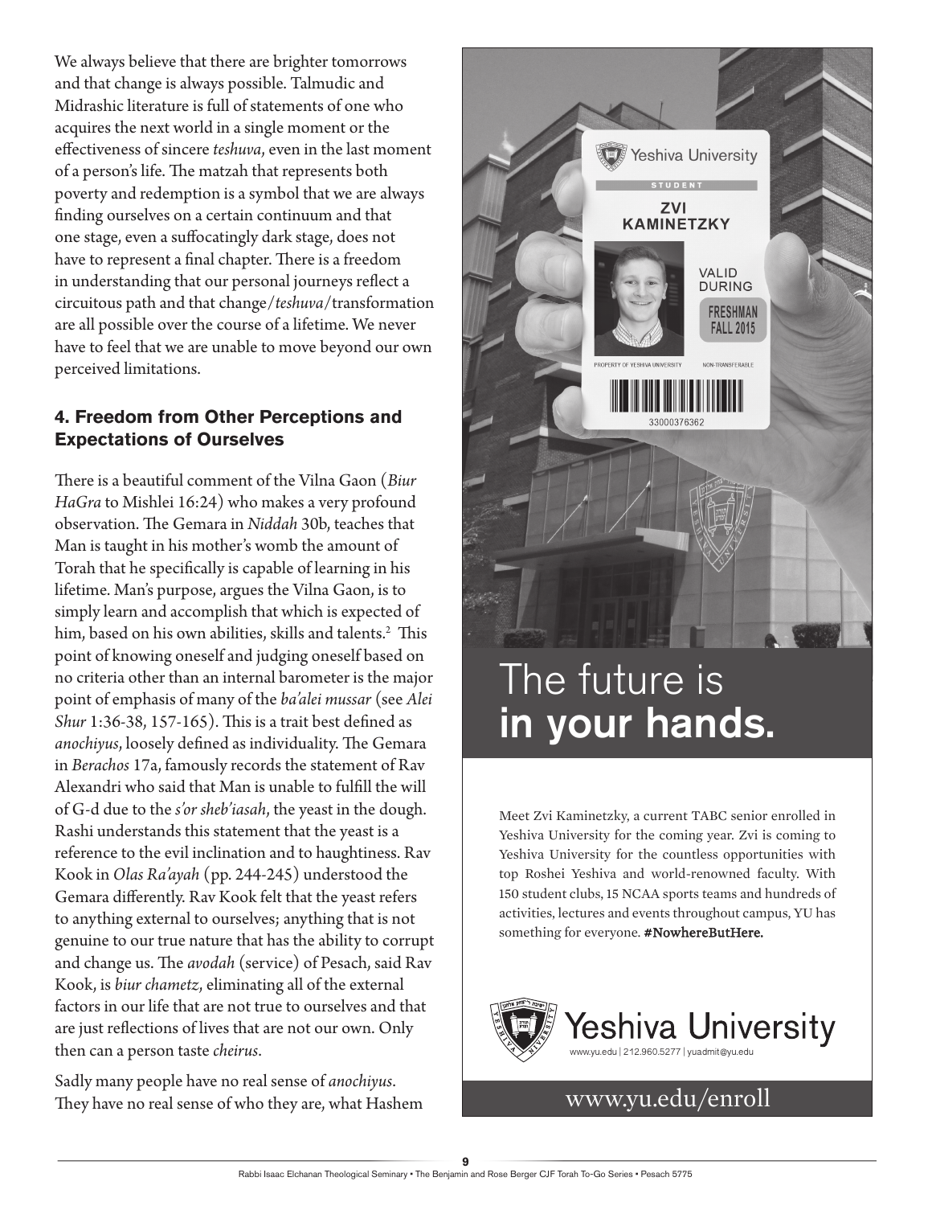We always believe that there are brighter tomorrows and that change is always possible. Talmudic and Midrashic literature is full of statements of one who acquires the next world in a single moment or the effectiveness of sincere *teshuva*, even in the last moment of a person's life. The matzah that represents both poverty and redemption is a symbol that we are always finding ourselves on a certain continuum and that one stage, even a suffocatingly dark stage, does not have to represent a final chapter. There is a freedom in understanding that our personal journeys reflect a circuitous path and that change/*teshuva*/transformation are all possible over the course of a lifetime. We never have to feel that we are unable to move beyond our own perceived limitations.

### 4. Freedom from Other Perceptions and Expectations of Ourselves

There is a beautiful comment of the Vilna Gaon (*Biur HaGra* to Mishlei 16:24) who makes a very profound observation. The Gemara in *Niddah* 30b, teaches that Man is taught in his mother's womb the amount of Torah that he specifically is capable of learning in his lifetime. Man's purpose, argues the Vilna Gaon, is to simply learn and accomplish that which is expected of him, based on his own abilities, skills and talents.[2] This point of knowing oneself and judging oneself based on no criteria other than an internal barometer is the major point of emphasis of many of the *ba'alei mussar* (see *Alei Shur* 1:36-38, 157-165). This is a trait best defined as *anochiyus*, loosely defined as individuality. The Gemara in *Berachos* 17a, famously records the statement of Rav Alexandri who said that Man is unable to fulfill the will of G-d due to the *s'or sheb'iasah*, the yeast in the dough. Rashi understands this statement that the yeast is a reference to the evil inclination and to haughtiness. Rav Kook in *Olas Ra'ayah* (pp. 244-245) understood the Gemara differently. Rav Kook felt that the yeast refers to anything external to ourselves; anything that is not genuine to our true nature that has the ability to corrupt and change us. The *avodah* (service) of Pesach, said Rav Kook, is *biur chametz*, eliminating all of the external factors in our life that are not true to ourselves and that are just reflections of lives that are not our own. Only then can a person taste *cheirus*.

Sadly many people have no real sense of *anochiyus*. They have no real sense of who they are, what Hashem

Yeshiva University
STUDENT
ZVI KAMINETZKY
VALID DURING FRESHMAN FALL 2015
PROPERTY OF YESHIVA UNIVERSITY NON-TRANSFERABLE
33000376362

The future is
**in your hands.**

Meet Zvi Kaminetzky, a current TABC senior enrolled in Yeshiva University for the coming year. Zvi is coming to Yeshiva University for the countless opportunities with top Roshei Yeshiva and world-renowned faculty. With 150 student clubs, 15 NCAA sports teams and hundreds of activities, lectures and events throughout campus, YU has something for everyone. **#NowhereButHere.**

Yeshiva University
www.yu.edu | 212.960.5277 | yuadmit@yu.edu

www.yu.edu/enroll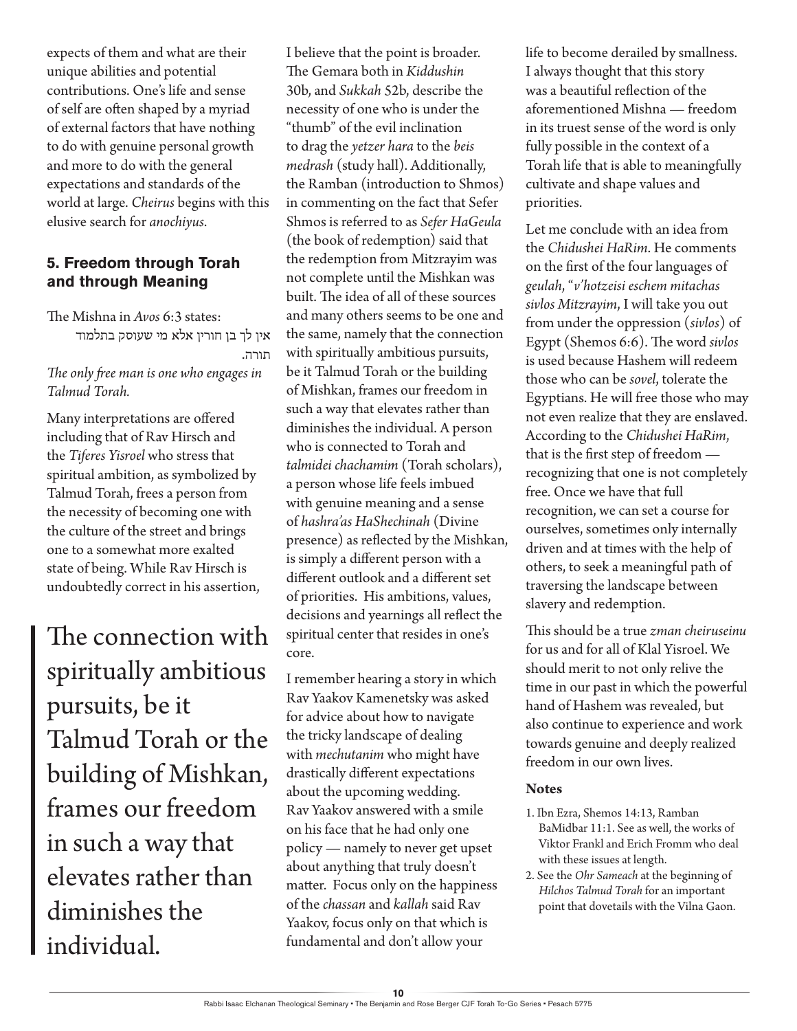expects of them and what are their unique abilities and potential contributions. One's life and sense of self are often shaped by a myriad of external factors that have nothing to do with genuine personal growth and more to do with the general expectations and standards of the world at large. *Cheirus* begins with this elusive search for *anochiyus*.

### 5. Freedom through Torah and through Meaning

The Mishna in *Avos* 6:3 states:

אין לך בן חורין אלא מי שעוסק בתלמוד תורה.

*The only free man is one who engages in Talmud Torah.*

Many interpretations are offered including that of Rav Hirsch and the *Tiferes Yisroel* who stress that spiritual ambition, as symbolized by Talmud Torah, frees a person from the necessity of becoming one with the culture of the street and brings one to a somewhat more exalted state of being. While Rav Hirsch is undoubtedly correct in his assertion, I believe that the point is broader. The Gemara both in *Kiddushin* 30b, and *Sukkah* 52b, describe the necessity of one who is under the "thumb" of the evil inclination to drag the *yetzer hara* to the *beis medrash* (study hall). Additionally, the Ramban (introduction to Shmos) in commenting on the fact that Sefer Shmos is referred to as *Sefer HaGeula* (the book of redemption) said that the redemption from Mitzrayim was not complete until the Mishkan was built. The idea of all of these sources and many others seems to be one and the same, namely that the connection with spiritually ambitious pursuits, be it Talmud Torah or the building of Mishkan, frames our freedom in such a way that elevates rather than diminishes the individual. A person who is connected to Torah and *talmidei chachamim* (Torah scholars), a person whose life feels imbued with genuine meaning and a sense of *hashra'as HaShechinah* (Divine presence) as reflected by the Mishkan, is simply a different person with a different outlook and a different set of priorities. His ambitions, values, decisions and yearnings all reflect the spiritual center that resides in one's core.

> The connection with spiritually ambitious pursuits, be it Talmud Torah or the building of Mishkan, frames our freedom in such a way that elevates rather than diminishes the individual.

I remember hearing a story in which Rav Yaakov Kamenetsky was asked for advice about how to navigate the tricky landscape of dealing with *mechutanim* who might have drastically different expectations about the upcoming wedding. Rav Yaakov answered with a smile on his face that he had only one policy — namely to never get upset about anything that truly doesn't matter. Focus only on the happiness of the *chassan* and *kallah* said Rav Yaakov, focus only on that which is fundamental and don't allow your life to become derailed by smallness. I always thought that this story was a beautiful reflection of the aforementioned Mishna — freedom in its truest sense of the word is only fully possible in the context of a Torah life that is able to meaningfully cultivate and shape values and priorities.

Let me conclude with an idea from the *Chidushei HaRim*. He comments on the first of the four languages of *geulah*, "*v'hotzeisi eschem mitachas sivlos Mitzrayim*, I will take you out from under the oppression (*sivlos*) of Egypt (Shemos 6:6). The word *sivlos* is used because Hashem will redeem those who can be *sovel*, tolerate the Egyptians. He will free those who may not even realize that they are enslaved. According to the *Chidushei HaRim*, that is the first step of freedom — recognizing that one is not completely free. Once we have that full recognition, we can set a course for ourselves, sometimes only internally driven and at times with the help of others, to seek a meaningful path of traversing the landscape between slavery and redemption.

This should be a true *zman cheiruseinu* for us and for all of Klal Yisroel. We should merit to not only relive the time in our past in which the powerful hand of Hashem was revealed, but also continue to experience and work towards genuine and deeply realized freedom in our own lives.

**Notes**

1. Ibn Ezra, Shemos 14:13, Ramban BaMidbar 11:1. See as well, the works of Viktor Frankl and Erich Fromm who deal with these issues at length.
2. See the *Ohr Sameach* at the beginning of *Hilchos Talmud Torah* for an important point that dovetails with the Vilna Gaon.